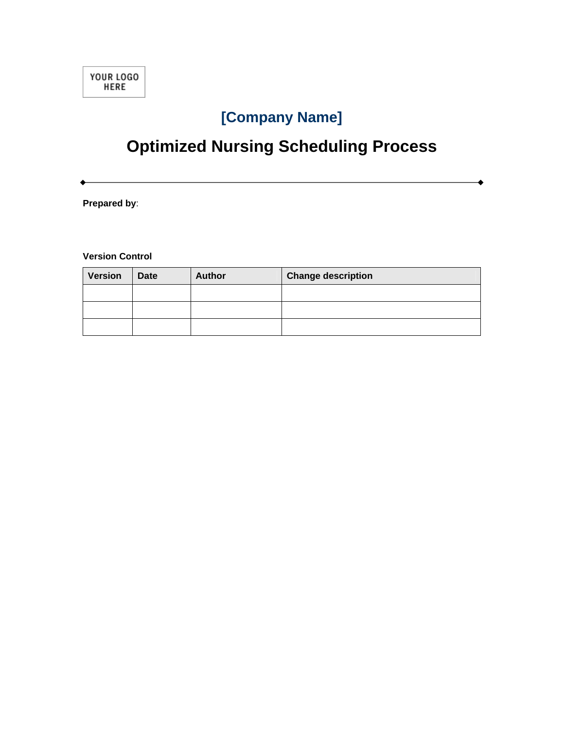YOUR LOGO HERE

## [Company Name]

# Optimized Nursing Scheduling Process

**Prepared by**:

**Version Control**

| Version | Date | Author | Change description |
| --- | --- | --- | --- |
| | | | |
| | | | |
| | | | |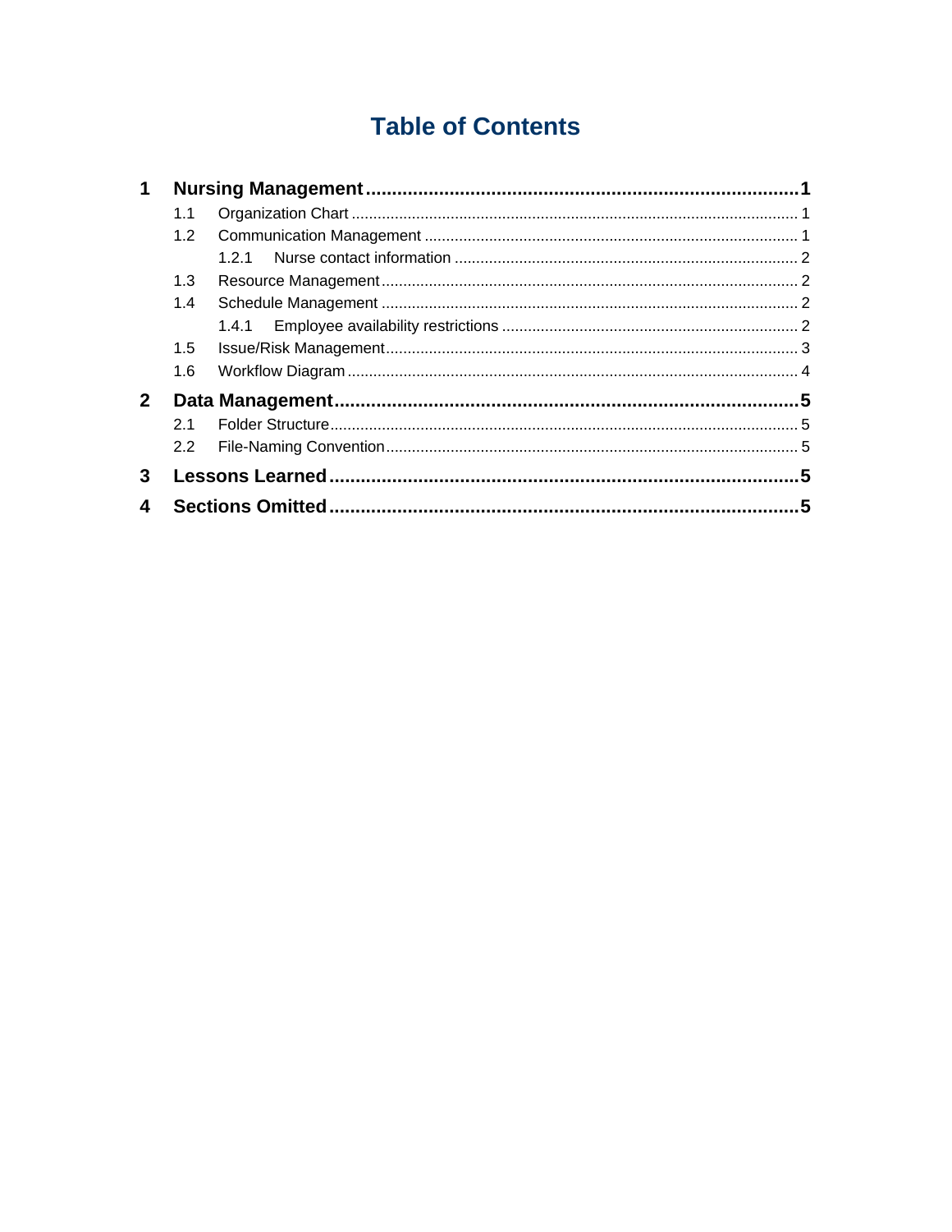# Table of Contents

**1 Nursing Management ... 1**

- 1.1 Organization Chart ... 1
- 1.2 Communication Management ... 1
  - 1.2.1 Nurse contact information ... 2
- 1.3 Resource Management ... 2
- 1.4 Schedule Management ... 2
  - 1.4.1 Employee availability restrictions ... 2
- 1.5 Issue/Risk Management ... 3
- 1.6 Workflow Diagram ... 4

**2 Data Management ... 5**

- 2.1 Folder Structure ... 5
- 2.2 File-Naming Convention ... 5

**3 Lessons Learned ... 5**

**4 Sections Omitted ... 5**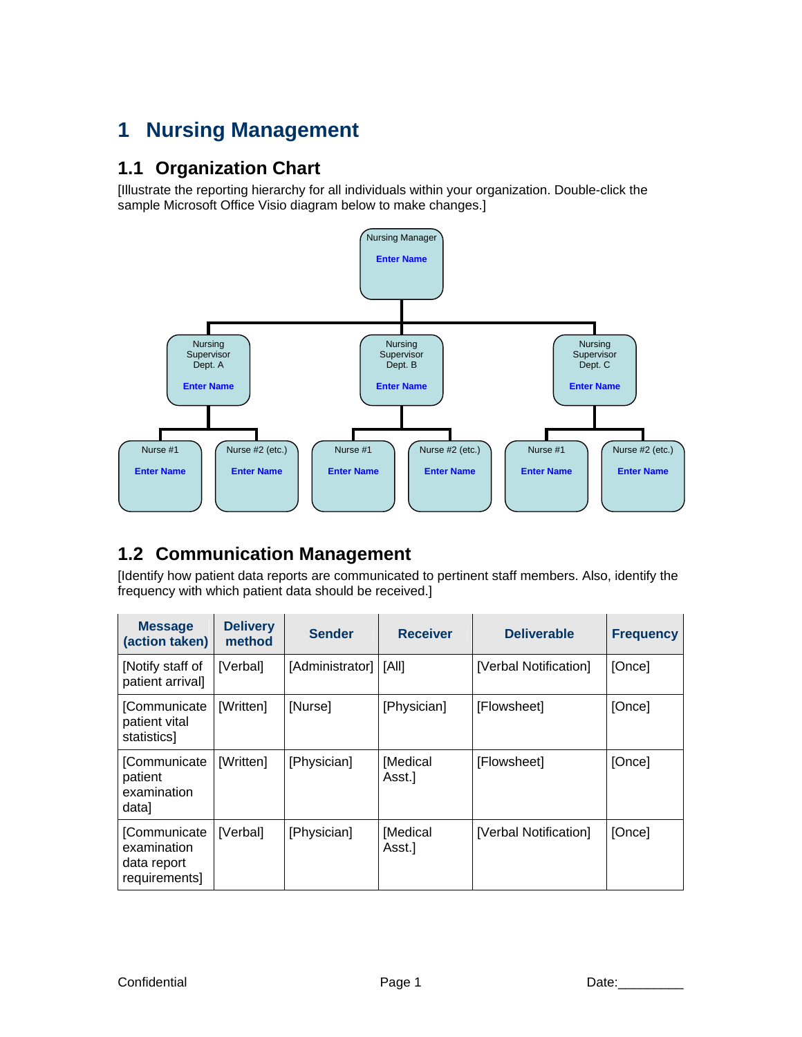# 1 Nursing Management

## 1.1 Organization Chart

[Illustrate the reporting hierarchy for all individuals within your organization. Double-click the sample Microsoft Office Visio diagram below to make changes.]

- Nursing Manager — **Enter Name**
  - Nursing Supervisor Dept. A — **Enter Name**
    - Nurse #1 — **Enter Name**
    - Nurse #2 (etc.) — **Enter Name**
  - Nursing Supervisor Dept. B — **Enter Name**
    - Nurse #1 — **Enter Name**
    - Nurse #2 (etc.) — **Enter Name**
  - Nursing Supervisor Dept. C — **Enter Name**
    - Nurse #1 — **Enter Name**
    - Nurse #2 (etc.) — **Enter Name**

## 1.2 Communication Management

[Identify how patient data reports are communicated to pertinent staff members. Also, identify the frequency with which patient data should be received.]

| Message (action taken) | Delivery method | Sender | Receiver | Deliverable | Frequency |
|---|---|---|---|---|---|
| [Notify staff of patient arrival] | [Verbal] | [Administrator] | [All] | [Verbal Notification] | [Once] |
| [Communicate patient vital statistics] | [Written] | [Nurse] | [Physician] | [Flowsheet] | [Once] |
| [Communicate patient examination data] | [Written] | [Physician] | [Medical Asst.] | [Flowsheet] | [Once] |
| [Communicate examination data report requirements] | [Verbal] | [Physician] | [Medical Asst.] | [Verbal Notification] | [Once] |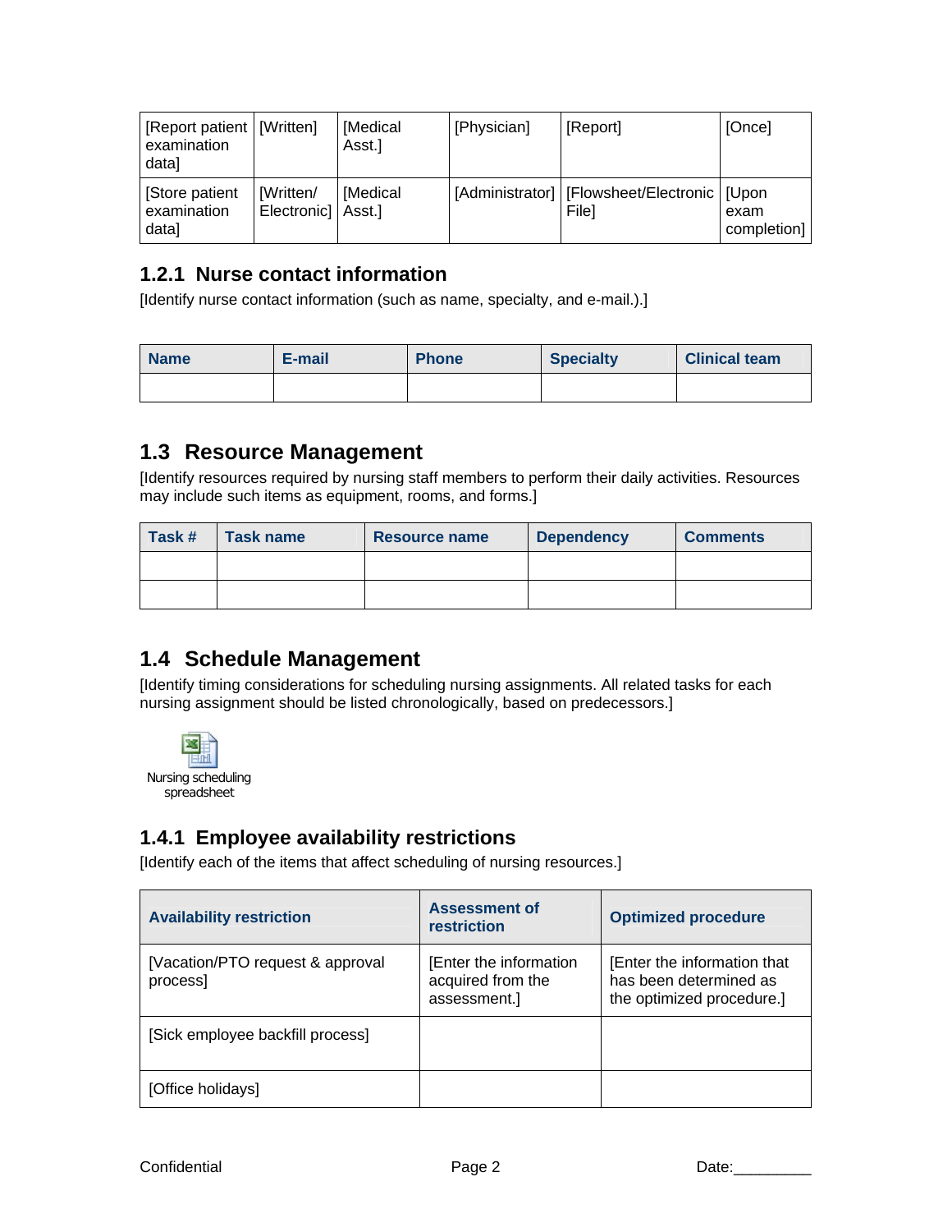| [Report patient examination data] | [Written] | [Medical Asst.] | [Physician] | [Report] | [Once] |
|---|---|---|---|---|---|
| [Store patient examination data] | [Written/ Electronic] | [Medical Asst.] | [Administrator] | [Flowsheet/Electronic File] | [Upon exam completion] |

### 1.2.1 Nurse contact information

[Identify nurse contact information (such as name, specialty, and e-mail.).]

| Name | E-mail | Phone | Specialty | Clinical team |
|---|---|---|---|---|
| | | | | |

## 1.3 Resource Management

[Identify resources required by nursing staff members to perform their daily activities. Resources may include such items as equipment, rooms, and forms.]

| Task # | Task name | Resource name | Dependency | Comments |
|---|---|---|---|---|
| | | | | |
| | | | | |

## 1.4 Schedule Management

[Identify timing considerations for scheduling nursing assignments. All related tasks for each nursing assignment should be listed chronologically, based on predecessors.]

Nursing scheduling spreadsheet

### 1.4.1 Employee availability restrictions

[Identify each of the items that affect scheduling of nursing resources.]

| Availability restriction | Assessment of restriction | Optimized procedure |
|---|---|---|
| [Vacation/PTO request & approval process] | [Enter the information acquired from the assessment.] | [Enter the information that has been determined as the optimized procedure.] |
| [Sick employee backfill process] | | |
| [Office holidays] | | |

Confidential

Date:_________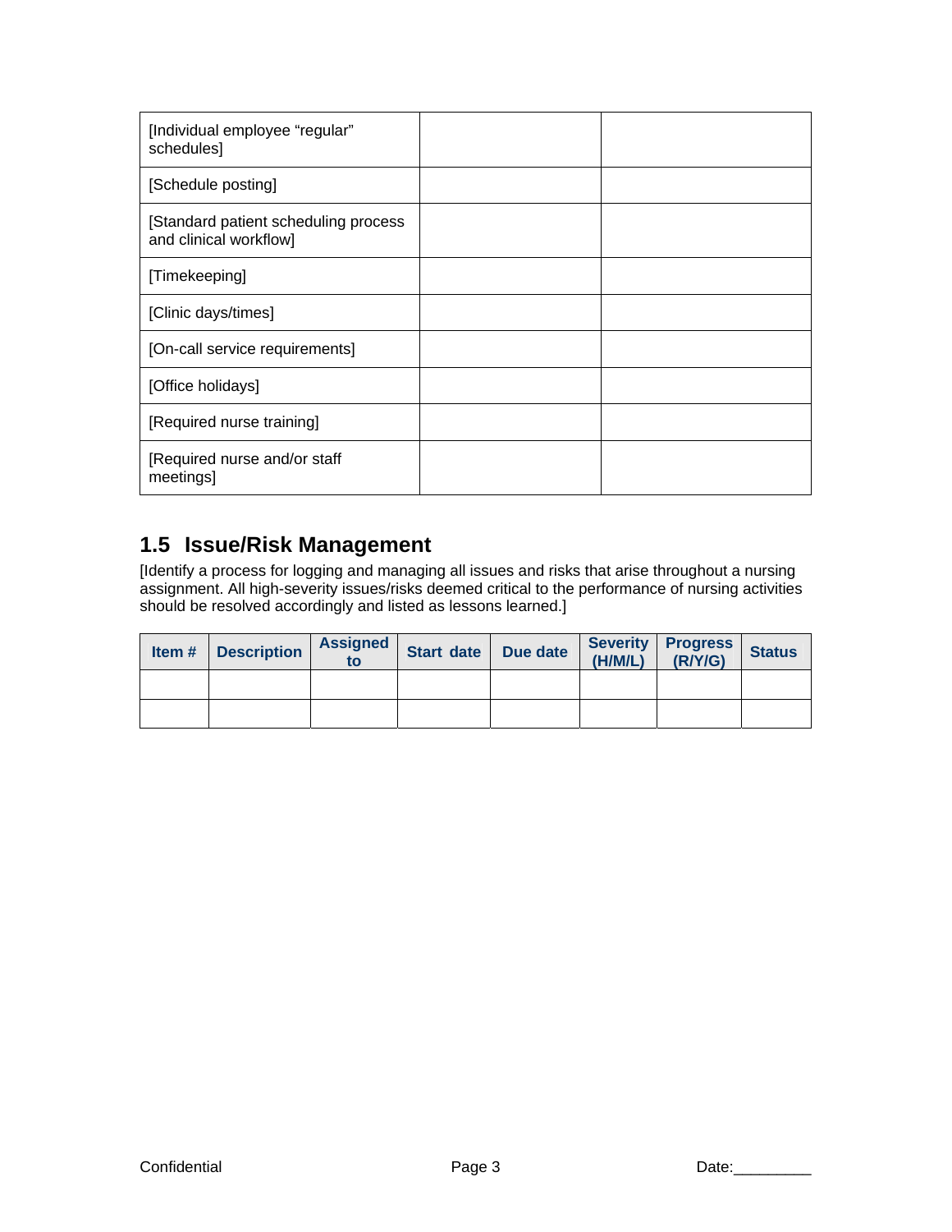| | | |
|---|---|---|
| [Individual employee "regular" schedules] | | |
| [Schedule posting] | | |
| [Standard patient scheduling process and clinical workflow] | | |
| [Timekeeping] | | |
| [Clinic days/times] | | |
| [On-call service requirements] | | |
| [Office holidays] | | |
| [Required nurse training] | | |
| [Required nurse and/or staff meetings] | | |

## 1.5 Issue/Risk Management

[Identify a process for logging and managing all issues and risks that arise throughout a nursing assignment. All high-severity issues/risks deemed critical to the performance of nursing activities should be resolved accordingly and listed as lessons learned.]

| Item # | Description | Assigned to | Start date | Due date | Severity (H/M/L) | Progress (R/Y/G) | Status |
|---|---|---|---|---|---|---|---|
| | | | | | | | |
| | | | | | | | |

Confidential

Date:_________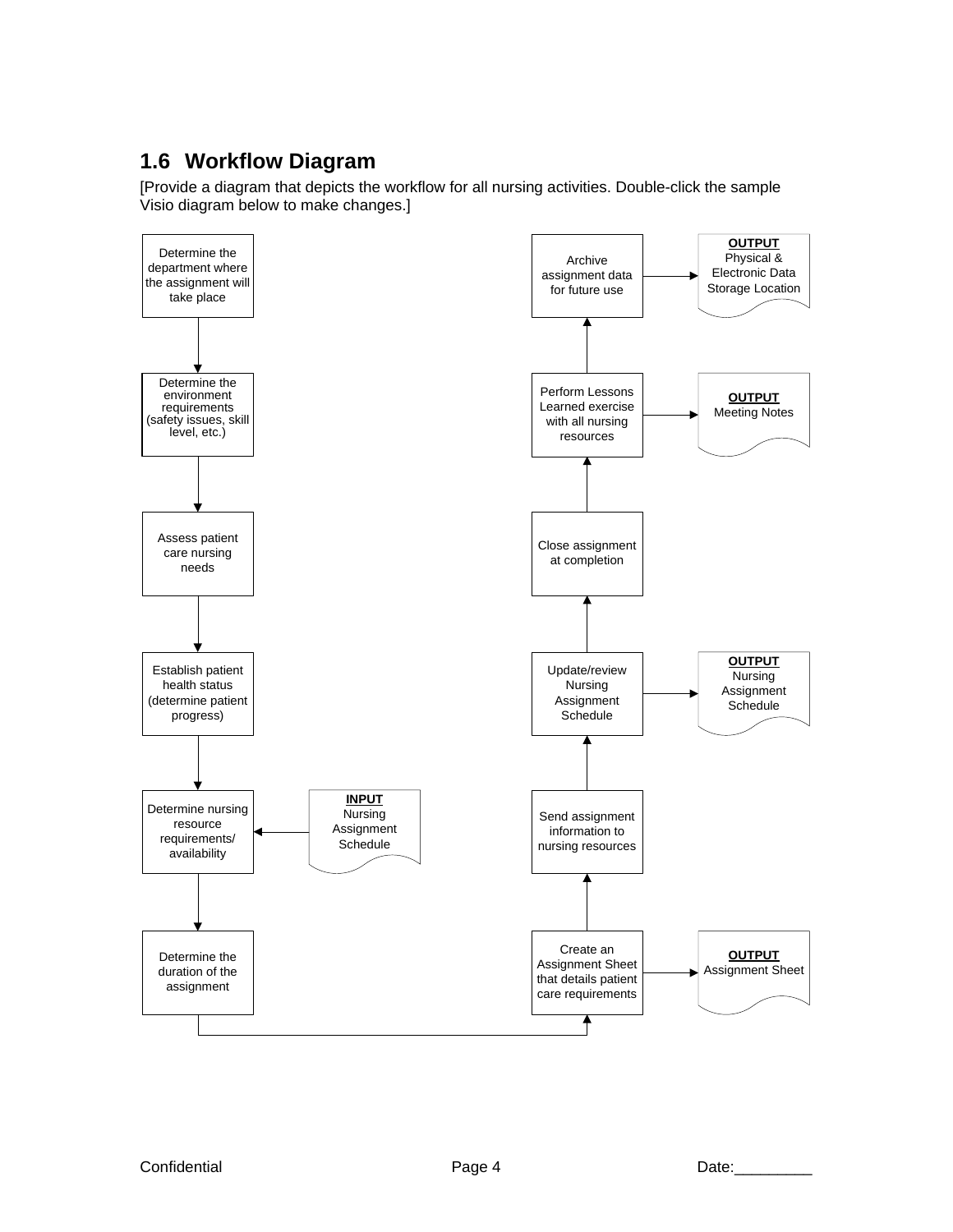## 1.6 Workflow Diagram

[Provide a diagram that depicts the workflow for all nursing activities. Double-click the sample Visio diagram below to make changes.]

Determine the department where the assignment will take place

Determine the environment requirements (safety issues, skill level, etc.)

Assess patient care nursing needs

Establish patient health status (determine patient progress)

Determine nursing resource requirements/ availability

**INPUT**
Nursing Assignment Schedule

Determine the duration of the assignment

Create an Assignment Sheet that details patient care requirements

**OUTPUT**
Assignment Sheet

Send assignment information to nursing resources

Update/review Nursing Assignment Schedule

**OUTPUT**
Nursing Assignment Schedule

Close assignment at completion

Perform Lessons Learned exercise with all nursing resources

**OUTPUT**
Meeting Notes

Archive assignment data for future use

**OUTPUT**
Physical & Electronic Data Storage Location

Confidential Date:_________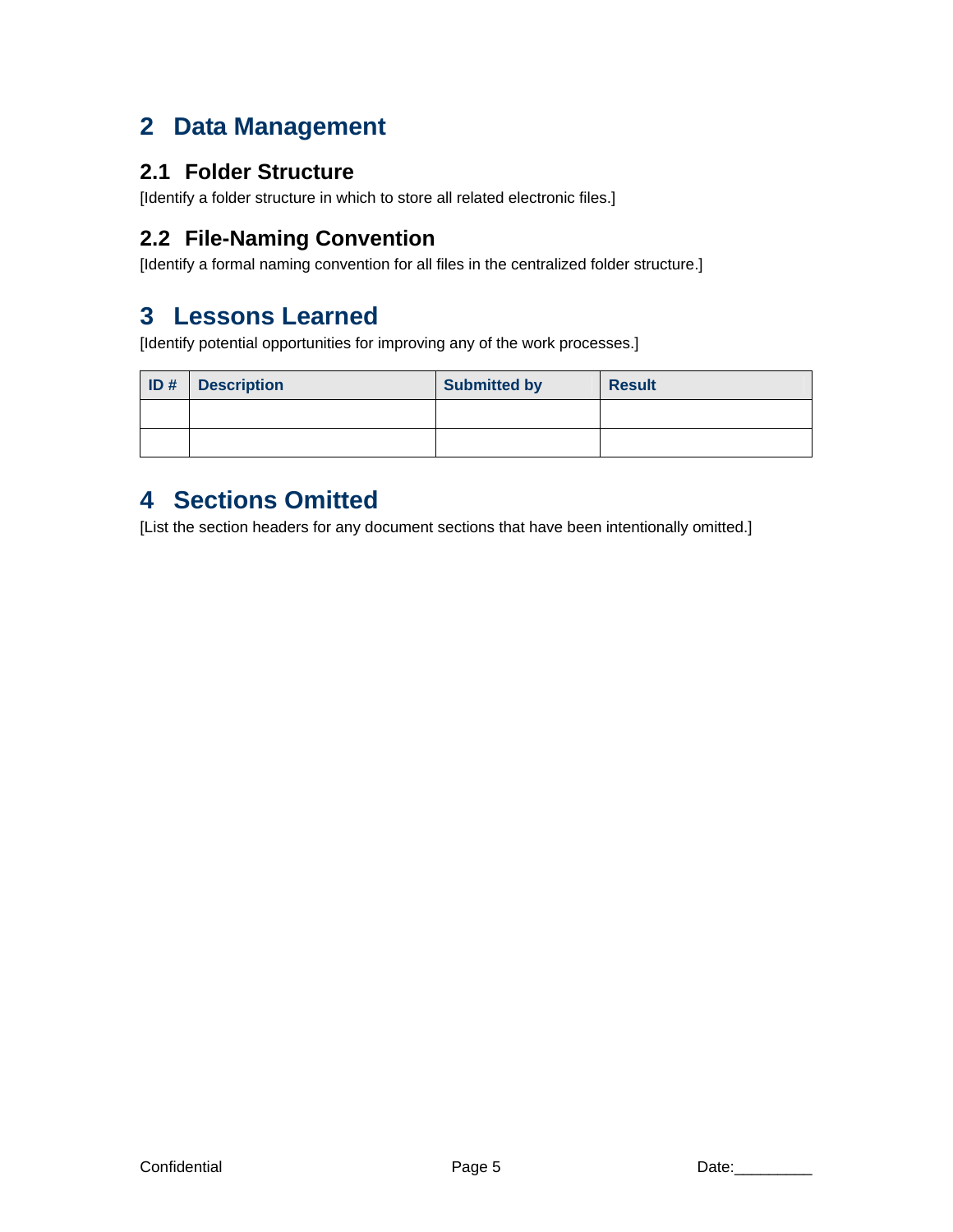# 2 Data Management

## 2.1 Folder Structure

[Identify a folder structure in which to store all related electronic files.]

## 2.2 File-Naming Convention

[Identify a formal naming convention for all files in the centralized folder structure.]

# 3 Lessons Learned

[Identify potential opportunities for improving any of the work processes.]

| ID # | Description | Submitted by | Result |
|---|---|---|---|
| | | | |
| | | | |

# 4 Sections Omitted

[List the section headers for any document sections that have been intentionally omitted.]